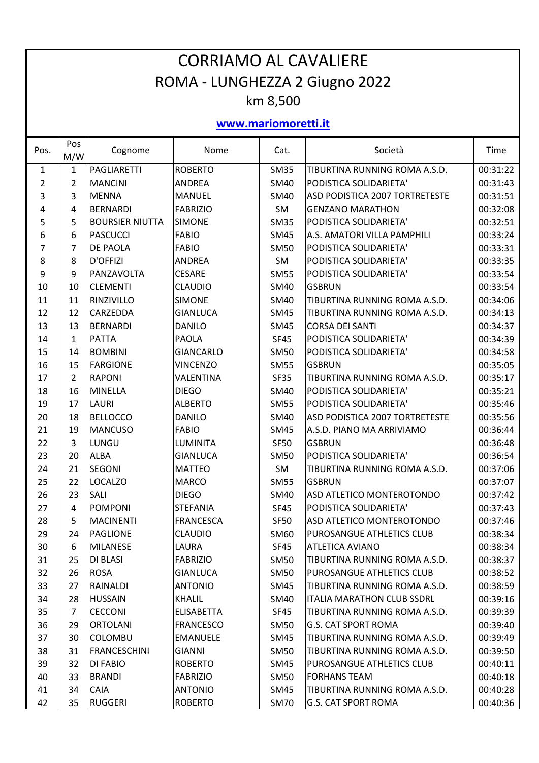# CORRIAMO AL CAVALIERE

## ROMA - LUNGHEZZA 2 Giugno 2022

### km 8,500

**www.mariomoretti.it**

| Pos. | Pos M/W | Cognome | Nome | Cat. | Società | Time |
|---|---|---|---|---|---|---|
| 1 | 1 | PAGLIARETTI | ROBERTO | SM35 | TIBURTINA RUNNING ROMA A.S.D. | 00:31:22 |
| 2 | 2 | MANCINI | ANDREA | SM40 | PODISTICA SOLIDARIETA' | 00:31:43 |
| 3 | 3 | MENNA | MANUEL | SM40 | ASD PODISTICA 2007 TORTRETESTE | 00:31:51 |
| 4 | 4 | BERNARDI | FABRIZIO | SM | GENZANO MARATHON | 00:32:08 |
| 5 | 5 | BOURSIER NIUTTA | SIMONE | SM35 | PODISTICA SOLIDARIETA' | 00:32:51 |
| 6 | 6 | PASCUCCI | FABIO | SM45 | A.S. AMATORI VILLA PAMPHILI | 00:33:24 |
| 7 | 7 | DE PAOLA | FABIO | SM50 | PODISTICA SOLIDARIETA' | 00:33:31 |
| 8 | 8 | D'OFFIZI | ANDREA | SM | PODISTICA SOLIDARIETA' | 00:33:35 |
| 9 | 9 | PANZAVOLTA | CESARE | SM55 | PODISTICA SOLIDARIETA' | 00:33:54 |
| 10 | 10 | CLEMENTI | CLAUDIO | SM40 | GSBRUN | 00:33:54 |
| 11 | 11 | RINZIVILLO | SIMONE | SM40 | TIBURTINA RUNNING ROMA A.S.D. | 00:34:06 |
| 12 | 12 | CARZEDDA | GIANLUCA | SM45 | TIBURTINA RUNNING ROMA A.S.D. | 00:34:13 |
| 13 | 13 | BERNARDI | DANILO | SM45 | CORSA DEI SANTI | 00:34:37 |
| 14 | 1 | PATTA | PAOLA | SF45 | PODISTICA SOLIDARIETA' | 00:34:39 |
| 15 | 14 | BOMBINI | GIANCARLO | SM50 | PODISTICA SOLIDARIETA' | 00:34:58 |
| 16 | 15 | FARGIONE | VINCENZO | SM55 | GSBRUN | 00:35:05 |
| 17 | 2 | RAPONI | VALENTINA | SF35 | TIBURTINA RUNNING ROMA A.S.D. | 00:35:17 |
| 18 | 16 | MINELLA | DIEGO | SM40 | PODISTICA SOLIDARIETA' | 00:35:21 |
| 19 | 17 | LAURI | ALBERTO | SM55 | PODISTICA SOLIDARIETA' | 00:35:46 |
| 20 | 18 | BELLOCCO | DANILO | SM40 | ASD PODISTICA 2007 TORTRETESTE | 00:35:56 |
| 21 | 19 | MANCUSO | FABIO | SM45 | A.S.D. PIANO MA ARRIVIAMO | 00:36:44 |
| 22 | 3 | LUNGU | LUMINITA | SF50 | GSBRUN | 00:36:48 |
| 23 | 20 | ALBA | GIANLUCA | SM50 | PODISTICA SOLIDARIETA' | 00:36:54 |
| 24 | 21 | SEGONI | MATTEO | SM | TIBURTINA RUNNING ROMA A.S.D. | 00:37:06 |
| 25 | 22 | LOCALZO | MARCO | SM55 | GSBRUN | 00:37:07 |
| 26 | 23 | SALI | DIEGO | SM40 | ASD ATLETICO MONTEROTONDO | 00:37:42 |
| 27 | 4 | POMPONI | STEFANIA | SF45 | PODISTICA SOLIDARIETA' | 00:37:43 |
| 28 | 5 | MACINENTI | FRANCESCA | SF50 | ASD ATLETICO MONTEROTONDO | 00:37:46 |
| 29 | 24 | PAGLIONE | CLAUDIO | SM60 | PUROSANGUE ATHLETICS CLUB | 00:38:34 |
| 30 | 6 | MILANESE | LAURA | SF45 | ATLETICA AVIANO | 00:38:34 |
| 31 | 25 | DI BLASI | FABRIZIO | SM50 | TIBURTINA RUNNING ROMA A.S.D. | 00:38:37 |
| 32 | 26 | ROSA | GIANLUCA | SM50 | PUROSANGUE ATHLETICS CLUB | 00:38:52 |
| 33 | 27 | RAINALDI | ANTONIO | SM45 | TIBURTINA RUNNING ROMA A.S.D. | 00:38:59 |
| 34 | 28 | HUSSAIN | KHALIL | SM40 | ITALIA MARATHON CLUB SSDRL | 00:39:16 |
| 35 | 7 | CECCONI | ELISABETTA | SF45 | TIBURTINA RUNNING ROMA A.S.D. | 00:39:39 |
| 36 | 29 | ORTOLANI | FRANCESCO | SM50 | G.S. CAT SPORT ROMA | 00:39:40 |
| 37 | 30 | COLOMBU | EMANUELE | SM45 | TIBURTINA RUNNING ROMA A.S.D. | 00:39:49 |
| 38 | 31 | FRANCESCHINI | GIANNI | SM50 | TIBURTINA RUNNING ROMA A.S.D. | 00:39:50 |
| 39 | 32 | DI FABIO | ROBERTO | SM45 | PUROSANGUE ATHLETICS CLUB | 00:40:11 |
| 40 | 33 | BRANDI | FABRIZIO | SM50 | FORHANS TEAM | 00:40:18 |
| 41 | 34 | CAIA | ANTONIO | SM45 | TIBURTINA RUNNING ROMA A.S.D. | 00:40:28 |
| 42 | 35 | RUGGERI | ROBERTO | SM70 | G.S. CAT SPORT ROMA | 00:40:36 |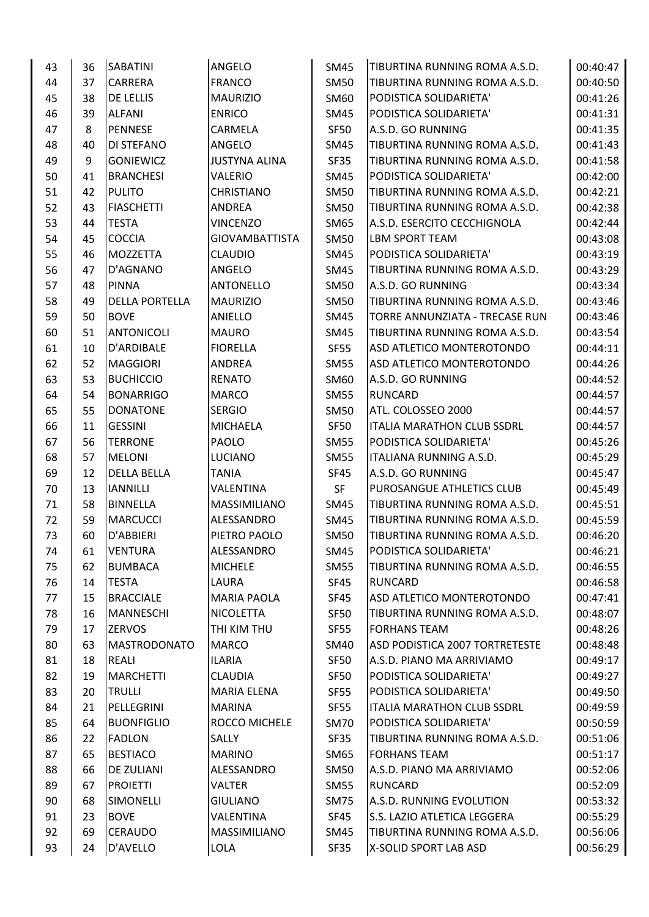| | | | | | | |
|---|---|---|---|---|---|---|
| 43 | 36 | SABATINI | ANGELO | SM45 | TIBURTINA RUNNING ROMA A.S.D. | 00:40:47 |
| 44 | 37 | CARRERA | FRANCO | SM50 | TIBURTINA RUNNING ROMA A.S.D. | 00:40:50 |
| 45 | 38 | DE LELLIS | MAURIZIO | SM60 | PODISTICA SOLIDARIETA' | 00:41:26 |
| 46 | 39 | ALFANI | ENRICO | SM45 | PODISTICA SOLIDARIETA' | 00:41:31 |
| 47 | 8 | PENNESE | CARMELA | SF50 | A.S.D. GO RUNNING | 00:41:35 |
| 48 | 40 | DI STEFANO | ANGELO | SM45 | TIBURTINA RUNNING ROMA A.S.D. | 00:41:43 |
| 49 | 9 | GONIEWICZ | JUSTYNA ALINA | SF35 | TIBURTINA RUNNING ROMA A.S.D. | 00:41:58 |
| 50 | 41 | BRANCHESI | VALERIO | SM45 | PODISTICA SOLIDARIETA' | 00:42:00 |
| 51 | 42 | PULITO | CHRISTIANO | SM50 | TIBURTINA RUNNING ROMA A.S.D. | 00:42:21 |
| 52 | 43 | FIASCHETTI | ANDREA | SM50 | TIBURTINA RUNNING ROMA A.S.D. | 00:42:38 |
| 53 | 44 | TESTA | VINCENZO | SM65 | A.S.D. ESERCITO CECCHIGNOLA | 00:42:44 |
| 54 | 45 | COCCIA | GIOVAMBATTISTA | SM50 | LBM SPORT TEAM | 00:43:08 |
| 55 | 46 | MOZZETTA | CLAUDIO | SM45 | PODISTICA SOLIDARIETA' | 00:43:19 |
| 56 | 47 | D'AGNANO | ANGELO | SM45 | TIBURTINA RUNNING ROMA A.S.D. | 00:43:29 |
| 57 | 48 | PINNA | ANTONELLO | SM50 | A.S.D. GO RUNNING | 00:43:34 |
| 58 | 49 | DELLA PORTELLA | MAURIZIO | SM50 | TIBURTINA RUNNING ROMA A.S.D. | 00:43:46 |
| 59 | 50 | BOVE | ANIELLO | SM45 | TORRE ANNUNZIATA - TRECASE RUN | 00:43:46 |
| 60 | 51 | ANTONICOLI | MAURO | SM45 | TIBURTINA RUNNING ROMA A.S.D. | 00:43:54 |
| 61 | 10 | D'ARDIBALE | FIORELLA | SF55 | ASD ATLETICO MONTEROTONDO | 00:44:11 |
| 62 | 52 | MAGGIORI | ANDREA | SM55 | ASD ATLETICO MONTEROTONDO | 00:44:26 |
| 63 | 53 | BUCHICCIO | RENATO | SM60 | A.S.D. GO RUNNING | 00:44:52 |
| 64 | 54 | BONARRIGO | MARCO | SM55 | RUNCARD | 00:44:57 |
| 65 | 55 | DONATONE | SERGIO | SM50 | ATL. COLOSSEO 2000 | 00:44:57 |
| 66 | 11 | GESSINI | MICHAELA | SF50 | ITALIA MARATHON CLUB SSDRL | 00:44:57 |
| 67 | 56 | TERRONE | PAOLO | SM55 | PODISTICA SOLIDARIETA' | 00:45:26 |
| 68 | 57 | MELONI | LUCIANO | SM55 | ITALIANA RUNNING A.S.D. | 00:45:29 |
| 69 | 12 | DELLA BELLA | TANIA | SF45 | A.S.D. GO RUNNING | 00:45:47 |
| 70 | 13 | IANNILLI | VALENTINA | SF | PUROSANGUE ATHLETICS CLUB | 00:45:49 |
| 71 | 58 | BINNELLA | MASSIMILIANO | SM45 | TIBURTINA RUNNING ROMA A.S.D. | 00:45:51 |
| 72 | 59 | MARCUCCI | ALESSANDRO | SM45 | TIBURTINA RUNNING ROMA A.S.D. | 00:45:59 |
| 73 | 60 | D'ABBIERI | PIETRO PAOLO | SM50 | TIBURTINA RUNNING ROMA A.S.D. | 00:46:20 |
| 74 | 61 | VENTURA | ALESSANDRO | SM45 | PODISTICA SOLIDARIETA' | 00:46:21 |
| 75 | 62 | BUMBACA | MICHELE | SM55 | TIBURTINA RUNNING ROMA A.S.D. | 00:46:55 |
| 76 | 14 | TESTA | LAURA | SF45 | RUNCARD | 00:46:58 |
| 77 | 15 | BRACCIALE | MARIA PAOLA | SF45 | ASD ATLETICO MONTEROTONDO | 00:47:41 |
| 78 | 16 | MANNESCHI | NICOLETTA | SF50 | TIBURTINA RUNNING ROMA A.S.D. | 00:48:07 |
| 79 | 17 | ZERVOS | THI KIM THU | SF55 | FORHANS TEAM | 00:48:26 |
| 80 | 63 | MASTRODONATO | MARCO | SM40 | ASD PODISTICA 2007 TORTRETESTE | 00:48:48 |
| 81 | 18 | REALI | ILARIA | SF50 | A.S.D. PIANO MA ARRIVIAMO | 00:49:17 |
| 82 | 19 | MARCHETTI | CLAUDIA | SF50 | PODISTICA SOLIDARIETA' | 00:49:27 |
| 83 | 20 | TRULLI | MARIA ELENA | SF55 | PODISTICA SOLIDARIETA' | 00:49:50 |
| 84 | 21 | PELLEGRINI | MARINA | SF55 | ITALIA MARATHON CLUB SSDRL | 00:49:59 |
| 85 | 64 | BUONFIGLIO | ROCCO MICHELE | SM70 | PODISTICA SOLIDARIETA' | 00:50:59 |
| 86 | 22 | FADLON | SALLY | SF35 | TIBURTINA RUNNING ROMA A.S.D. | 00:51:06 |
| 87 | 65 | BESTIACO | MARINO | SM65 | FORHANS TEAM | 00:51:17 |
| 88 | 66 | DE ZULIANI | ALESSANDRO | SM50 | A.S.D. PIANO MA ARRIVIAMO | 00:52:06 |
| 89 | 67 | PROIETTI | VALTER | SM55 | RUNCARD | 00:52:09 |
| 90 | 68 | SIMONELLI | GIULIANO | SM75 | A.S.D. RUNNING EVOLUTION | 00:53:32 |
| 91 | 23 | BOVE | VALENTINA | SF45 | S.S. LAZIO ATLETICA LEGGERA | 00:55:29 |
| 92 | 69 | CERAUDO | MASSIMILIANO | SM45 | TIBURTINA RUNNING ROMA A.S.D. | 00:56:06 |
| 93 | 24 | D'AVELLO | LOLA | SF35 | X-SOLID SPORT LAB ASD | 00:56:29 |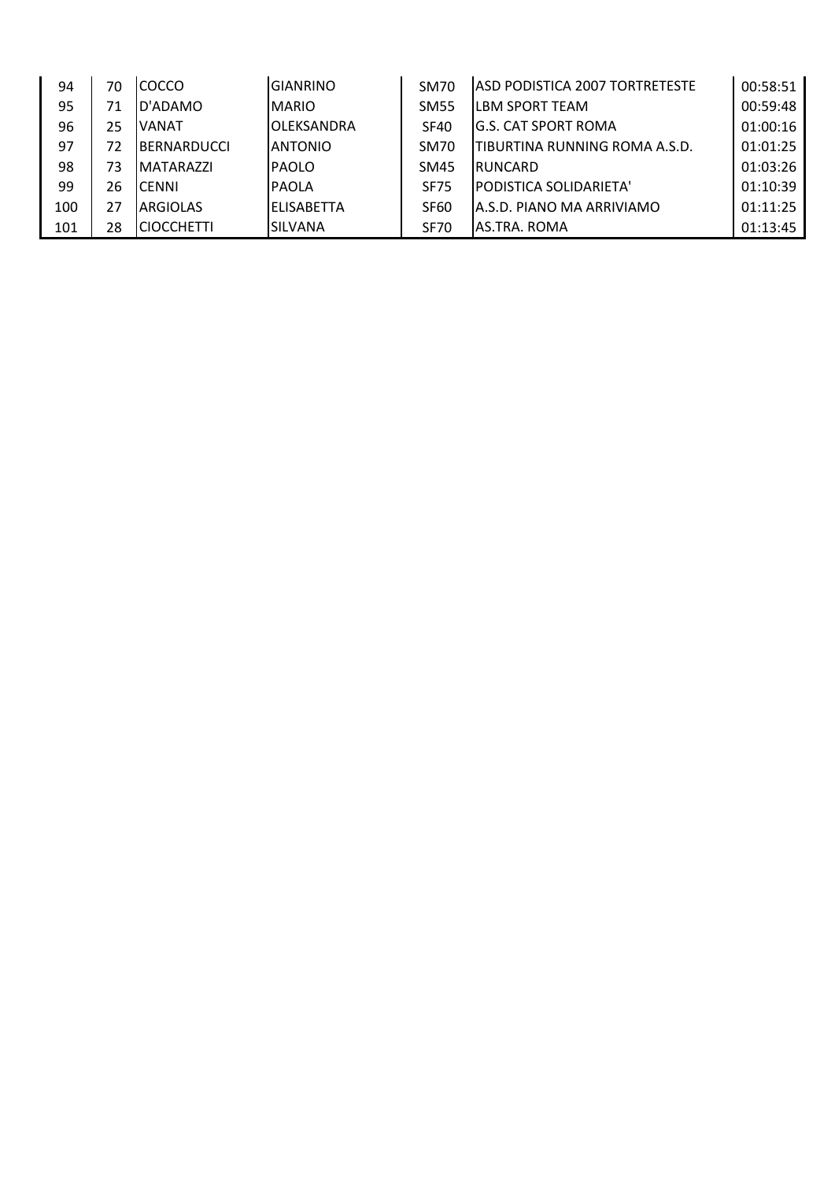| | | | | | | |
|---|---|---|---|---|---|---|
| 94 | 70 | COCCO | GIANRINO | SM70 | ASD PODISTICA 2007 TORTRETESTE | 00:58:51 |
| 95 | 71 | D'ADAMO | MARIO | SM55 | LBM SPORT TEAM | 00:59:48 |
| 96 | 25 | VANAT | OLEKSANDRA | SF40 | G.S. CAT SPORT ROMA | 01:00:16 |
| 97 | 72 | BERNARDUCCI | ANTONIO | SM70 | TIBURTINA RUNNING ROMA A.S.D. | 01:01:25 |
| 98 | 73 | MATARAZZI | PAOLO | SM45 | RUNCARD | 01:03:26 |
| 99 | 26 | CENNI | PAOLA | SF75 | PODISTICA SOLIDARIETA' | 01:10:39 |
| 100 | 27 | ARGIOLAS | ELISABETTA | SF60 | A.S.D. PIANO MA ARRIVIAMO | 01:11:25 |
| 101 | 28 | CIOCCHETTI | SILVANA | SF70 | AS.TRA. ROMA | 01:13:45 |